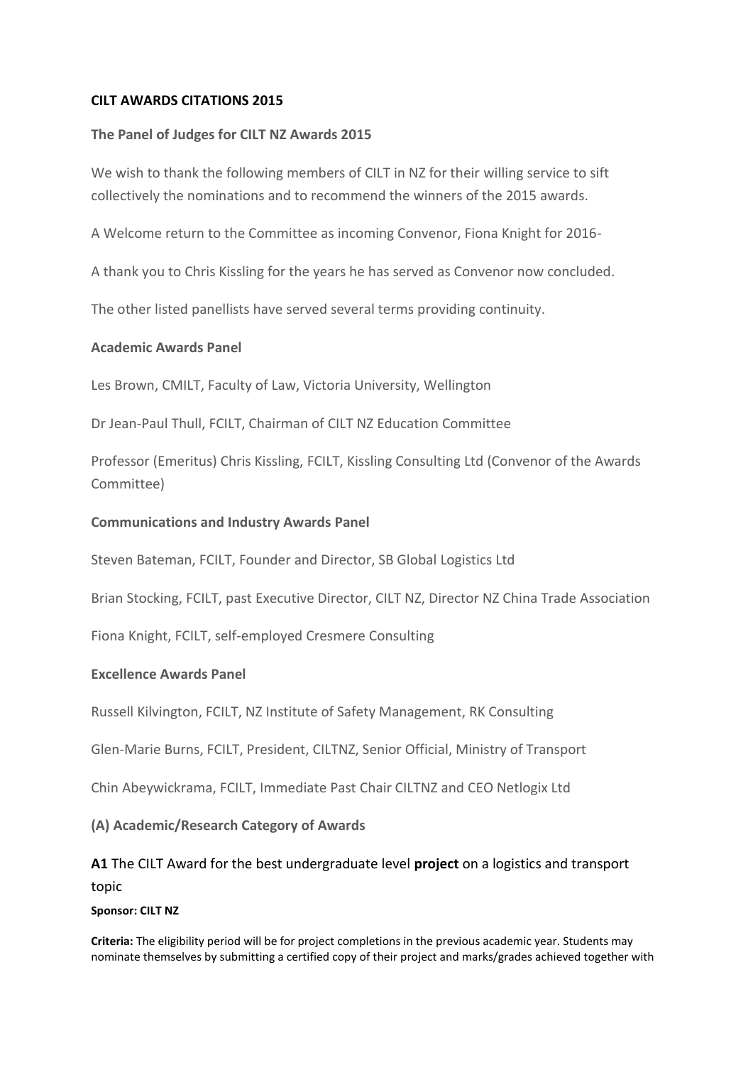## CILT AWARDS CITATIONS 2015

### The Panel of Judges for CILT NZ Awards 2015

We wish to thank the following members of CILT in NZ for their willing service to sift collectively the nominations and to recommend the winners of the 2015 awards.

A Welcome return to the Committee as incoming Convenor, Fiona Knight for 2016-

A thank you to Chris Kissling for the years he has served as Convenor now concluded.

The other listed panellists have served several terms providing continuity.

### Academic Awards Panel

Les Brown, CMILT, Faculty of Law, Victoria University, Wellington

Dr Jean-Paul Thull, FCILT, Chairman of CILT NZ Education Committee

Professor (Emeritus) Chris Kissling, FCILT, Kissling Consulting Ltd (Convenor of the Awards Committee)

### Communications and Industry Awards Panel

Steven Bateman, FCILT, Founder and Director, SB Global Logistics Ltd

Brian Stocking, FCILT, past Executive Director, CILT NZ, Director NZ China Trade Association

Fiona Knight, FCILT, self-employed Cresmere Consulting

### Excellence Awards Panel

Russell Kilvington, FCILT, NZ Institute of Safety Management, RK Consulting

Glen-Marie Burns, FCILT, President, CILTNZ, Senior Official, Ministry of Transport

Chin Abeywickrama, FCILT, Immediate Past Chair CILTNZ and CEO Netlogix Ltd

### (A) Academic/Research Category of Awards

**A1** The CILT Award for the best undergraduate level **project** on a logistics and transport topic

**Sponsor: CILT NZ**

**Criteria:** The eligibility period will be for project completions in the previous academic year. Students may nominate themselves by submitting a certified copy of their project and marks/grades achieved together with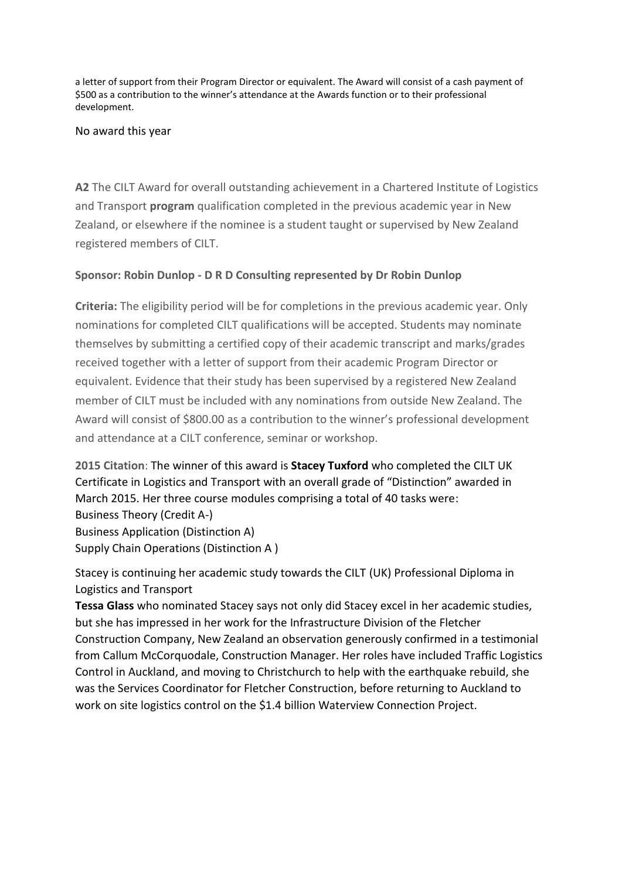a letter of support from their Program Director or equivalent. The Award will consist of a cash payment of $500 as a contribution to the winner's attendance at the Awards function or to their professional development.

No award this year

**A2** The CILT Award for overall outstanding achievement in a Chartered Institute of Logistics and Transport **program** qualification completed in the previous academic year in New Zealand, or elsewhere if the nominee is a student taught or supervised by New Zealand registered members of CILT.

**Sponsor: Robin Dunlop - D R D Consulting represented by Dr Robin Dunlop**

**Criteria:** The eligibility period will be for completions in the previous academic year. Only nominations for completed CILT qualifications will be accepted. Students may nominate themselves by submitting a certified copy of their academic transcript and marks/grades received together with a letter of support from their academic Program Director or equivalent. Evidence that their study has been supervised by a registered New Zealand member of CILT must be included with any nominations from outside New Zealand. The Award will consist of $800.00 as a contribution to the winner's professional development and attendance at a CILT conference, seminar or workshop.

**2015 Citation**: The winner of this award is **Stacey Tuxford** who completed the CILT UK Certificate in Logistics and Transport with an overall grade of "Distinction" awarded in March 2015. Her three course modules comprising a total of 40 tasks were:
Business Theory (Credit A-)
Business Application (Distinction A)
Supply Chain Operations (Distinction A )

Stacey is continuing her academic study towards the CILT (UK) Professional Diploma in Logistics and Transport
**Tessa Glass** who nominated Stacey says not only did Stacey excel in her academic studies, but she has impressed in her work for the Infrastructure Division of the Fletcher Construction Company, New Zealand an observation generously confirmed in a testimonial from Callum McCorquodale, Construction Manager. Her roles have included Traffic Logistics Control in Auckland, and moving to Christchurch to help with the earthquake rebuild, she was the Services Coordinator for Fletcher Construction, before returning to Auckland to work on site logistics control on the $1.4 billion Waterview Connection Project.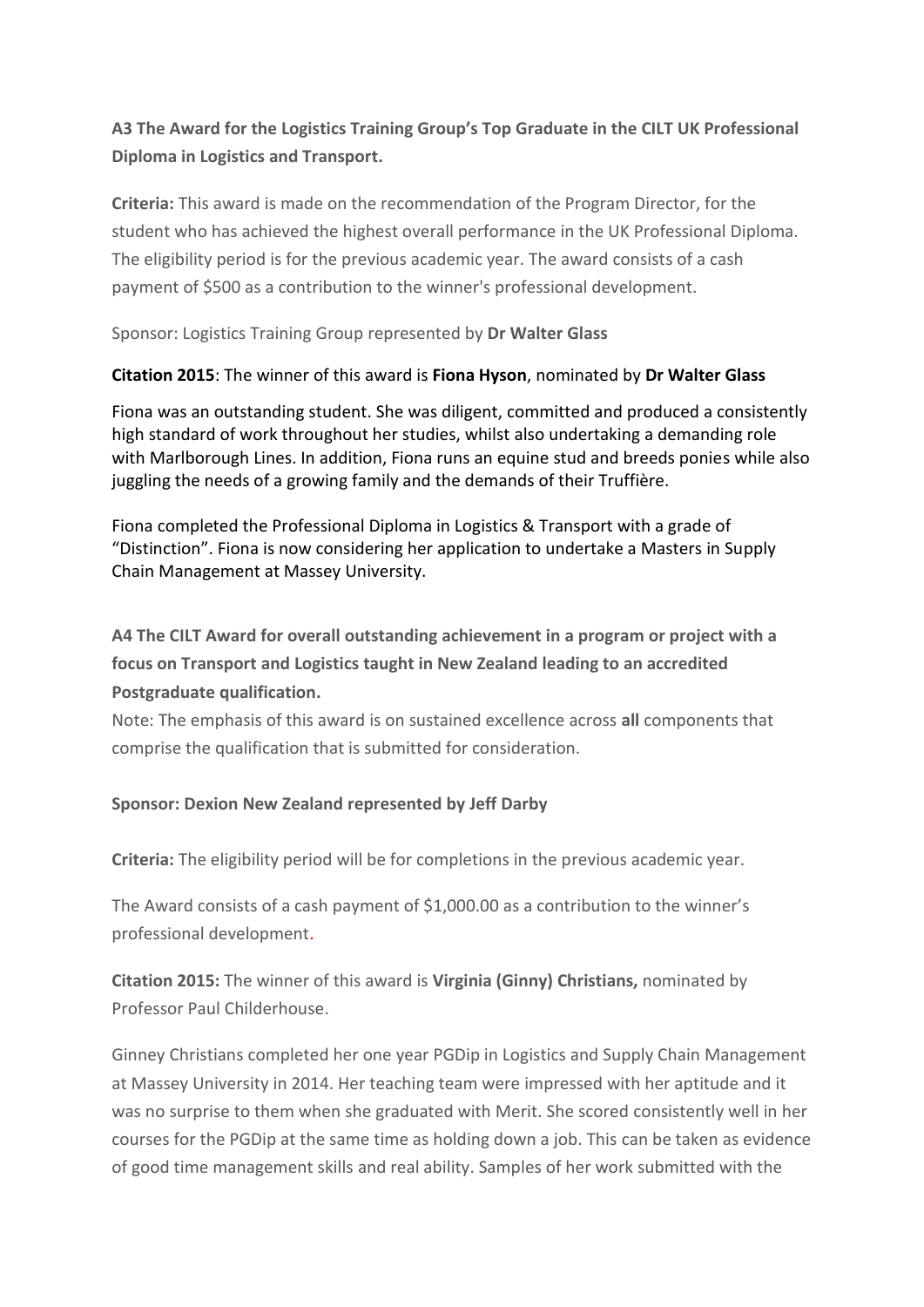### A3 The Award for the Logistics Training Group's Top Graduate in the CILT UK Professional Diploma in Logistics and Transport.

**Criteria:** This award is made on the recommendation of the Program Director, for the student who has achieved the highest overall performance in the UK Professional Diploma. The eligibility period is for the previous academic year. The award consists of a cash payment of $500 as a contribution to the winner's professional development.

Sponsor: Logistics Training Group represented by **Dr Walter Glass**

**Citation 2015**: The winner of this award is **Fiona Hyson**, nominated by **Dr Walter Glass**

Fiona was an outstanding student. She was diligent, committed and produced a consistently high standard of work throughout her studies, whilst also undertaking a demanding role with Marlborough Lines. In addition, Fiona runs an equine stud and breeds ponies while also juggling the needs of a growing family and the demands of their Truffière.

Fiona completed the Professional Diploma in Logistics & Transport with a grade of "Distinction". Fiona is now considering her application to undertake a Masters in Supply Chain Management at Massey University.

### A4 The CILT Award for overall outstanding achievement in a program or project with a focus on Transport and Logistics taught in New Zealand leading to an accredited Postgraduate qualification.

Note: The emphasis of this award is on sustained excellence across **all** components that comprise the qualification that is submitted for consideration.

**Sponsor: Dexion New Zealand represented by Jeff Darby**

**Criteria:** The eligibility period will be for completions in the previous academic year.

The Award consists of a cash payment of $1,000.00 as a contribution to the winner's professional development.

**Citation 2015:** The winner of this award is **Virginia (Ginny) Christians,** nominated by Professor Paul Childerhouse.

Ginney Christians completed her one year PGDip in Logistics and Supply Chain Management at Massey University in 2014. Her teaching team were impressed with her aptitude and it was no surprise to them when she graduated with Merit. She scored consistently well in her courses for the PGDip at the same time as holding down a job. This can be taken as evidence of good time management skills and real ability. Samples of her work submitted with the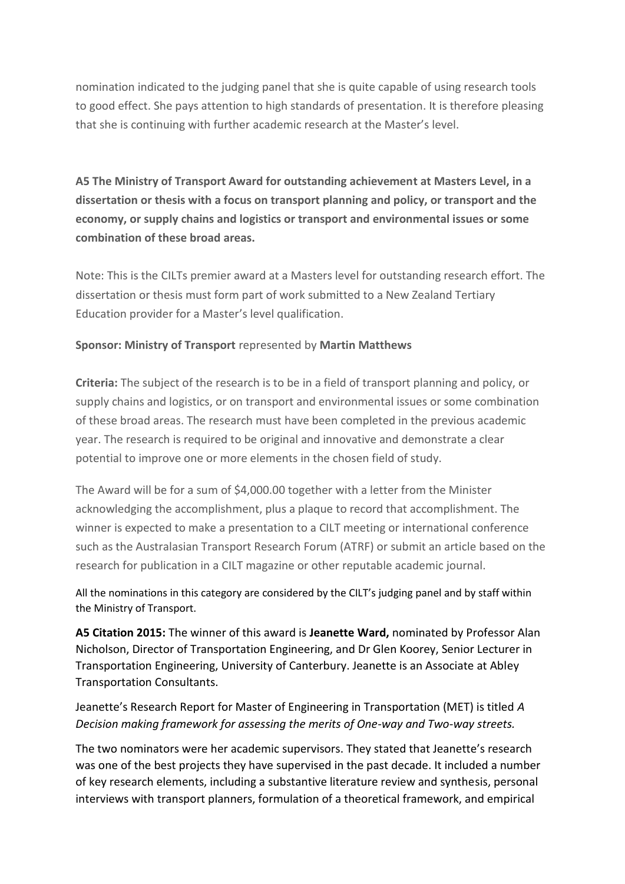nomination indicated to the judging panel that she is quite capable of using research tools to good effect. She pays attention to high standards of presentation. It is therefore pleasing that she is continuing with further academic research at the Master's level.

**A5 The Ministry of Transport Award for outstanding achievement at Masters Level, in a dissertation or thesis with a focus on transport planning and policy, or transport and the economy, or supply chains and logistics or transport and environmental issues or some combination of these broad areas.**

Note: This is the CILTs premier award at a Masters level for outstanding research effort. The dissertation or thesis must form part of work submitted to a New Zealand Tertiary Education provider for a Master's level qualification.

**Sponsor: Ministry of Transport** represented by **Martin Matthews**

**Criteria:** The subject of the research is to be in a field of transport planning and policy, or supply chains and logistics, or on transport and environmental issues or some combination of these broad areas. The research must have been completed in the previous academic year. The research is required to be original and innovative and demonstrate a clear potential to improve one or more elements in the chosen field of study.

The Award will be for a sum of $4,000.00 together with a letter from the Minister acknowledging the accomplishment, plus a plaque to record that accomplishment. The winner is expected to make a presentation to a CILT meeting or international conference such as the Australasian Transport Research Forum (ATRF) or submit an article based on the research for publication in a CILT magazine or other reputable academic journal.

All the nominations in this category are considered by the CILT's judging panel and by staff within the Ministry of Transport.

**A5 Citation 2015:** The winner of this award is **Jeanette Ward,** nominated by Professor Alan Nicholson, Director of Transportation Engineering, and Dr Glen Koorey, Senior Lecturer in Transportation Engineering, University of Canterbury. Jeanette is an Associate at Abley Transportation Consultants.

Jeanette's Research Report for Master of Engineering in Transportation (MET) is titled *A Decision making framework for assessing the merits of One-way and Two-way streets.*

The two nominators were her academic supervisors. They stated that Jeanette's research was one of the best projects they have supervised in the past decade. It included a number of key research elements, including a substantive literature review and synthesis, personal interviews with transport planners, formulation of a theoretical framework, and empirical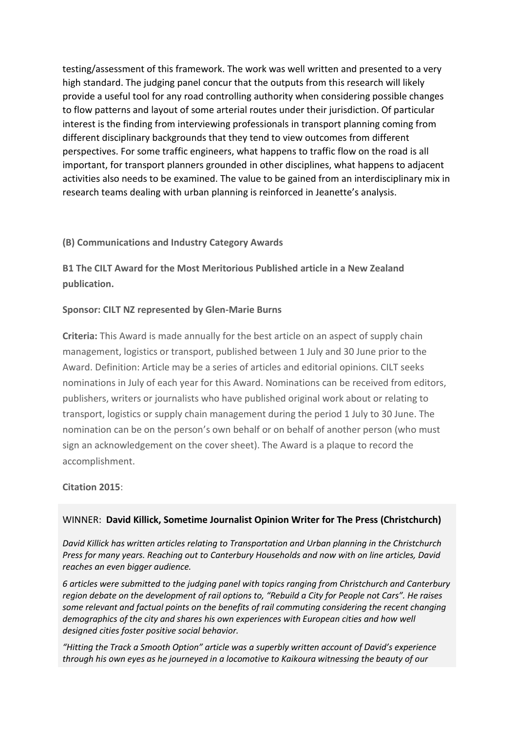testing/assessment of this framework. The work was well written and presented to a very high standard. The judging panel concur that the outputs from this research will likely provide a useful tool for any road controlling authority when considering possible changes to flow patterns and layout of some arterial routes under their jurisdiction. Of particular interest is the finding from interviewing professionals in transport planning coming from different disciplinary backgrounds that they tend to view outcomes from different perspectives. For some traffic engineers, what happens to traffic flow on the road is all important, for transport planners grounded in other disciplines, what happens to adjacent activities also needs to be examined. The value to be gained from an interdisciplinary mix in research teams dealing with urban planning is reinforced in Jeanette's analysis.

**(B) Communications and Industry Category Awards**

**B1 The CILT Award for the Most Meritorious Published article in a New Zealand publication.**

**Sponsor: CILT NZ represented by Glen-Marie Burns**

**Criteria:** This Award is made annually for the best article on an aspect of supply chain management, logistics or transport, published between 1 July and 30 June prior to the Award. Definition: Article may be a series of articles and editorial opinions. CILT seeks nominations in July of each year for this Award. Nominations can be received from editors, publishers, writers or journalists who have published original work about or relating to transport, logistics or supply chain management during the period 1 July to 30 June. The nomination can be on the person's own behalf or on behalf of another person (who must sign an acknowledgement on the cover sheet). The Award is a plaque to record the accomplishment.

**Citation 2015**:

WINNER: **David Killick, Sometime Journalist Opinion Writer for The Press (Christchurch)**

*David Killick has written articles relating to Transportation and Urban planning in the Christchurch Press for many years. Reaching out to Canterbury Households and now with on line articles, David reaches an even bigger audience.*

*6 articles were submitted to the judging panel with topics ranging from Christchurch and Canterbury region debate on the development of rail options to, "Rebuild a City for People not Cars". He raises some relevant and factual points on the benefits of rail commuting considering the recent changing demographics of the city and shares his own experiences with European cities and how well designed cities foster positive social behavior.*

*"Hitting the Track a Smooth Option" article was a superbly written account of David's experience through his own eyes as he journeyed in a locomotive to Kaikoura witnessing the beauty of our*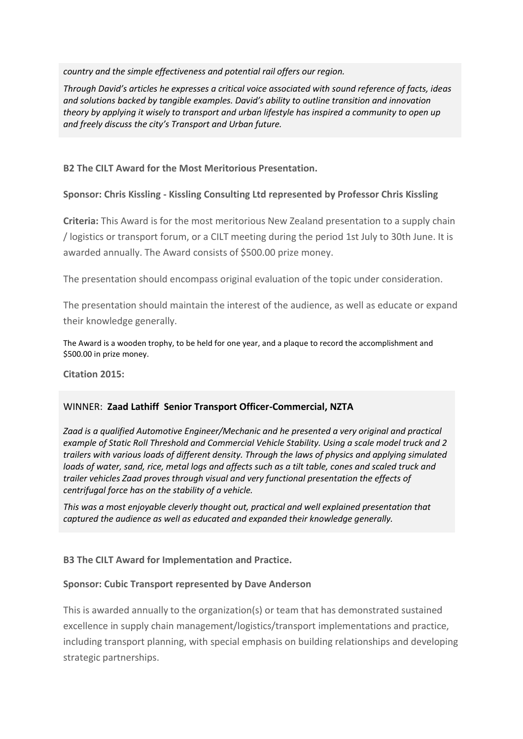*country and the simple effectiveness and potential rail offers our region.*

*Through David's articles he expresses a critical voice associated with sound reference of facts, ideas and solutions backed by tangible examples. David's ability to outline transition and innovation theory by applying it wisely to transport and urban lifestyle has inspired a community to open up and freely discuss the city's Transport and Urban future.*

**B2 The CILT Award for the Most Meritorious Presentation.**

**Sponsor: Chris Kissling - Kissling Consulting Ltd represented by Professor Chris Kissling**

**Criteria:** This Award is for the most meritorious New Zealand presentation to a supply chain / logistics or transport forum, or a CILT meeting during the period 1st July to 30th June. It is awarded annually. The Award consists of $500.00 prize money.

The presentation should encompass original evaluation of the topic under consideration.

The presentation should maintain the interest of the audience, as well as educate or expand their knowledge generally.

The Award is a wooden trophy, to be held for one year, and a plaque to record the accomplishment and $500.00 in prize money.

**Citation 2015:**

WINNER: **Zaad Lathiff Senior Transport Officer-Commercial, NZTA**

*Zaad is a qualified Automotive Engineer/Mechanic and he presented a very original and practical example of Static Roll Threshold and Commercial Vehicle Stability. Using a scale model truck and 2 trailers with various loads of different density. Through the laws of physics and applying simulated loads of water, sand, rice, metal logs and affects such as a tilt table, cones and scaled truck and trailer vehicles Zaad proves through visual and very functional presentation the effects of centrifugal force has on the stability of a vehicle.*

*This was a most enjoyable cleverly thought out, practical and well explained presentation that captured the audience as well as educated and expanded their knowledge generally.*

**B3 The CILT Award for Implementation and Practice.**

**Sponsor: Cubic Transport represented by Dave Anderson**

This is awarded annually to the organization(s) or team that has demonstrated sustained excellence in supply chain management/logistics/transport implementations and practice, including transport planning, with special emphasis on building relationships and developing strategic partnerships.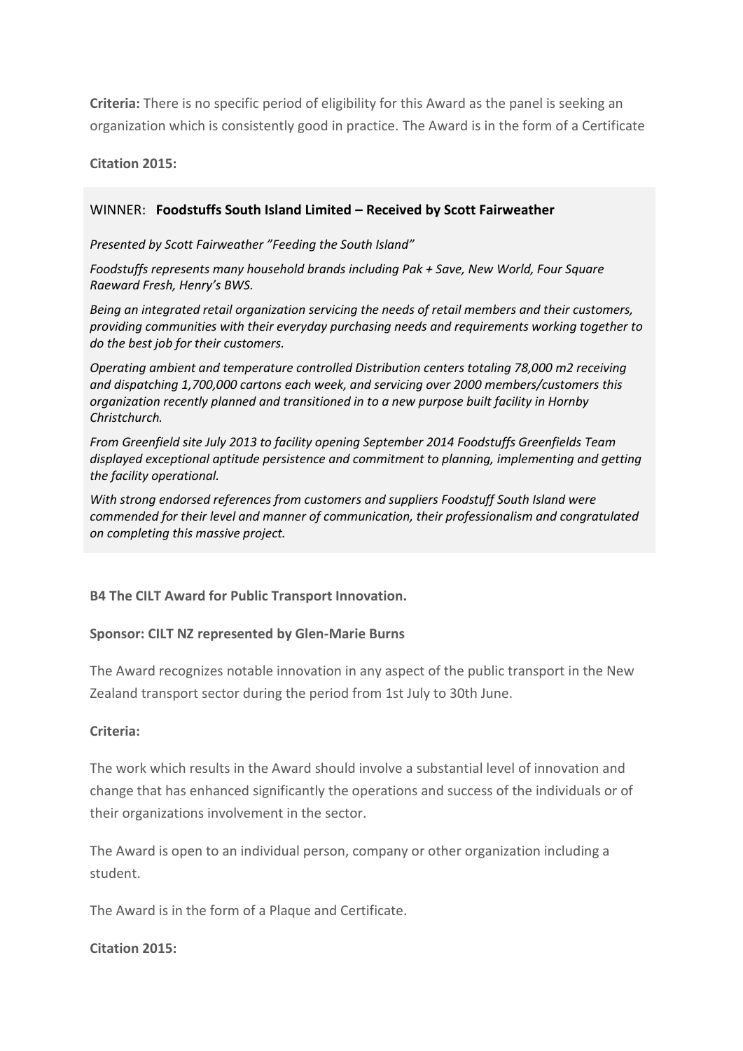**Criteria:** There is no specific period of eligibility for this Award as the panel is seeking an organization which is consistently good in practice. The Award is in the form of a Certificate

**Citation 2015:**

WINNER: **Foodstuffs South Island Limited – Received by Scott Fairweather**

*Presented by Scott Fairweather "Feeding the South Island"*

*Foodstuffs represents many household brands including Pak + Save, New World, Four Square Raeward Fresh, Henry's BWS.*

*Being an integrated retail organization servicing the needs of retail members and their customers, providing communities with their everyday purchasing needs and requirements working together to do the best job for their customers.*

*Operating ambient and temperature controlled Distribution centers totaling 78,000 m2 receiving and dispatching 1,700,000 cartons each week, and servicing over 2000 members/customers this organization recently planned and transitioned in to a new purpose built facility in Hornby Christchurch.*

*From Greenfield site July 2013 to facility opening September 2014 Foodstuffs Greenfields Team displayed exceptional aptitude persistence and commitment to planning, implementing and getting the facility operational.*

*With strong endorsed references from customers and suppliers Foodstuff South Island were commended for their level and manner of communication, their professionalism and congratulated on completing this massive project.*

**B4 The CILT Award for Public Transport Innovation.**

**Sponsor: CILT NZ represented by Glen-Marie Burns**

The Award recognizes notable innovation in any aspect of the public transport in the New Zealand transport sector during the period from 1st July to 30th June.

**Criteria:**

The work which results in the Award should involve a substantial level of innovation and change that has enhanced significantly the operations and success of the individuals or of their organizations involvement in the sector.

The Award is open to an individual person, company or other organization including a student.

The Award is in the form of a Plaque and Certificate.

**Citation 2015:**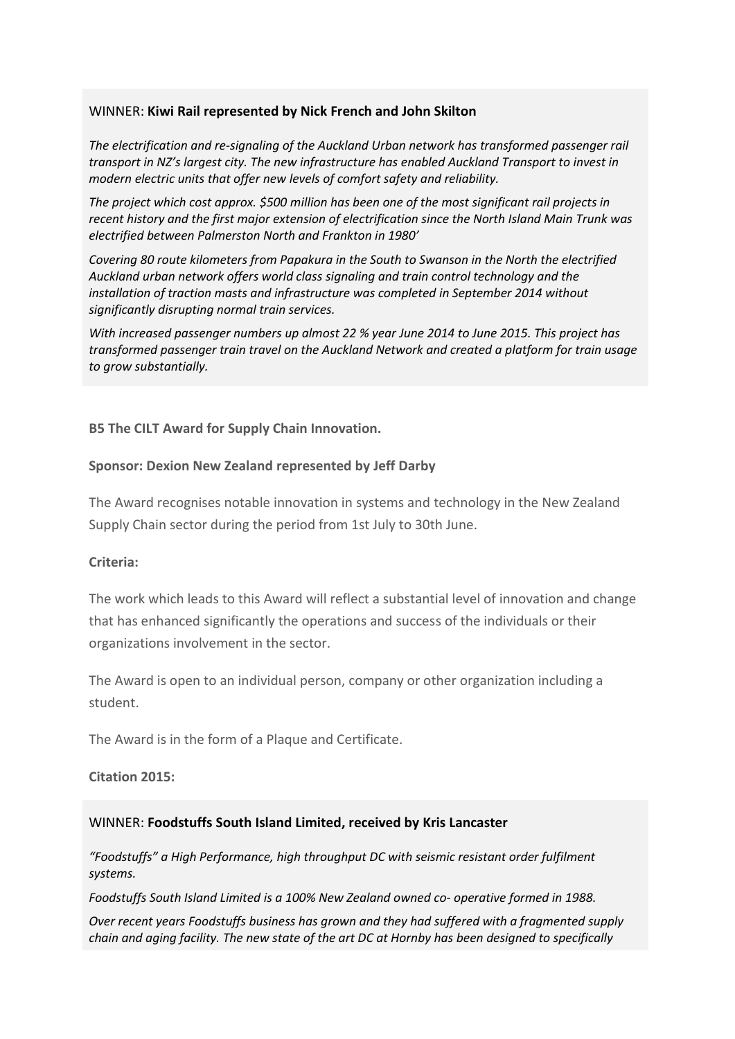WINNER: **Kiwi Rail represented by Nick French and John Skilton**

*The electrification and re-signaling of the Auckland Urban network has transformed passenger rail transport in NZ's largest city. The new infrastructure has enabled Auckland Transport to invest in modern electric units that offer new levels of comfort safety and reliability.*

*The project which cost approx. $500 million has been one of the most significant rail projects in recent history and the first major extension of electrification since the North Island Main Trunk was electrified between Palmerston North and Frankton in 1980'*

*Covering 80 route kilometers from Papakura in the South to Swanson in the North the electrified Auckland urban network offers world class signaling and train control technology and the installation of traction masts and infrastructure was completed in September 2014 without significantly disrupting normal train services.*

*With increased passenger numbers up almost 22 % year June 2014 to June 2015. This project has transformed passenger train travel on the Auckland Network and created a platform for train usage to grow substantially.*

**B5 The CILT Award for Supply Chain Innovation.**

**Sponsor: Dexion New Zealand represented by Jeff Darby**

The Award recognises notable innovation in systems and technology in the New Zealand Supply Chain sector during the period from 1st July to 30th June.

**Criteria:**

The work which leads to this Award will reflect a substantial level of innovation and change that has enhanced significantly the operations and success of the individuals or their organizations involvement in the sector.

The Award is open to an individual person, company or other organization including a student.

The Award is in the form of a Plaque and Certificate.

**Citation 2015:**

WINNER: **Foodstuffs South Island Limited, received by Kris Lancaster**

*"Foodstuffs" a High Performance, high throughput DC with seismic resistant order fulfilment systems.*

*Foodstuffs South Island Limited is a 100% New Zealand owned co- operative formed in 1988.*

*Over recent years Foodstuffs business has grown and they had suffered with a fragmented supply chain and aging facility. The new state of the art DC at Hornby has been designed to specifically*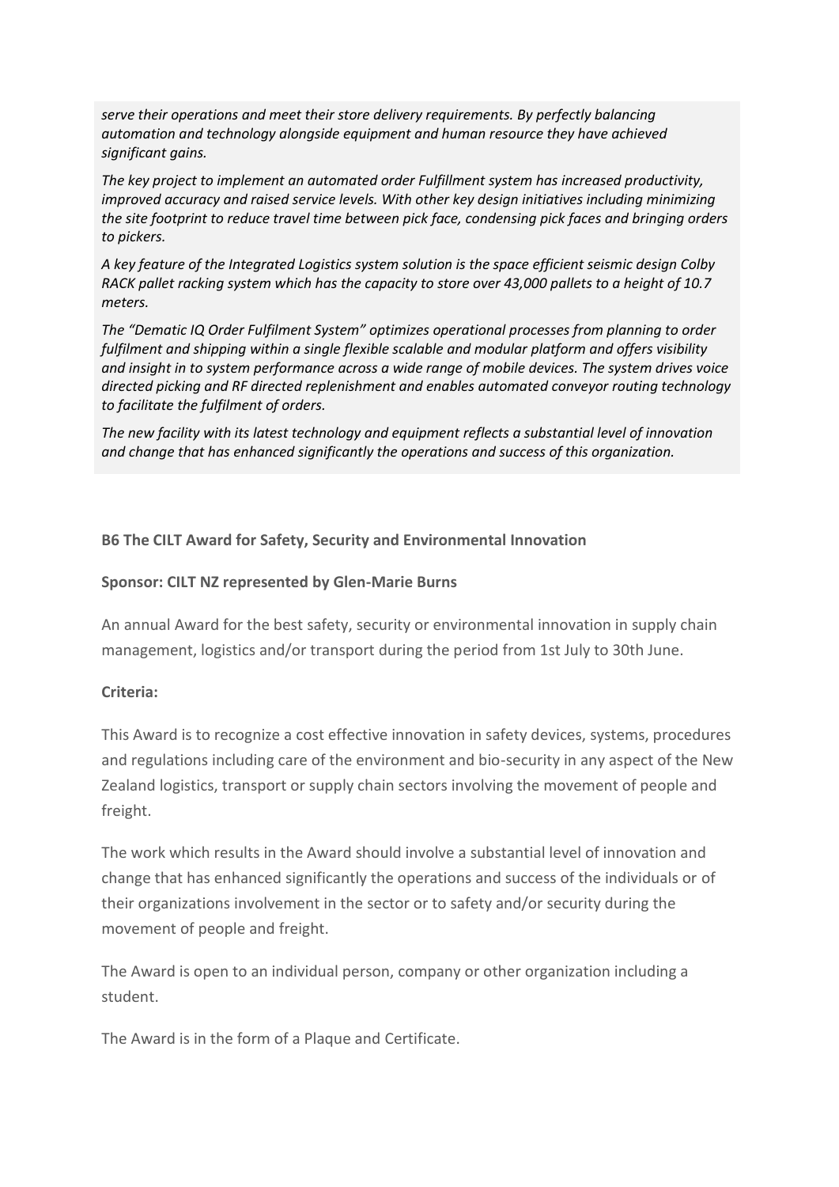*serve their operations and meet their store delivery requirements. By perfectly balancing automation and technology alongside equipment and human resource they have achieved significant gains.*

*The key project to implement an automated order Fulfillment system has increased productivity, improved accuracy and raised service levels. With other key design initiatives including minimizing the site footprint to reduce travel time between pick face, condensing pick faces and bringing orders to pickers.*

*A key feature of the Integrated Logistics system solution is the space efficient seismic design Colby RACK pallet racking system which has the capacity to store over 43,000 pallets to a height of 10.7 meters.*

*The "Dematic IQ Order Fulfilment System" optimizes operational processes from planning to order fulfilment and shipping within a single flexible scalable and modular platform and offers visibility and insight in to system performance across a wide range of mobile devices. The system drives voice directed picking and RF directed replenishment and enables automated conveyor routing technology to facilitate the fulfilment of orders.*

*The new facility with its latest technology and equipment reflects a substantial level of innovation and change that has enhanced significantly the operations and success of this organization.*

**B6 The CILT Award for Safety, Security and Environmental Innovation**

**Sponsor: CILT NZ represented by Glen-Marie Burns**

An annual Award for the best safety, security or environmental innovation in supply chain management, logistics and/or transport during the period from 1st July to 30th June.

**Criteria:**

This Award is to recognize a cost effective innovation in safety devices, systems, procedures and regulations including care of the environment and bio-security in any aspect of the New Zealand logistics, transport or supply chain sectors involving the movement of people and freight.

The work which results in the Award should involve a substantial level of innovation and change that has enhanced significantly the operations and success of the individuals or of their organizations involvement in the sector or to safety and/or security during the movement of people and freight.

The Award is open to an individual person, company or other organization including a student.

The Award is in the form of a Plaque and Certificate.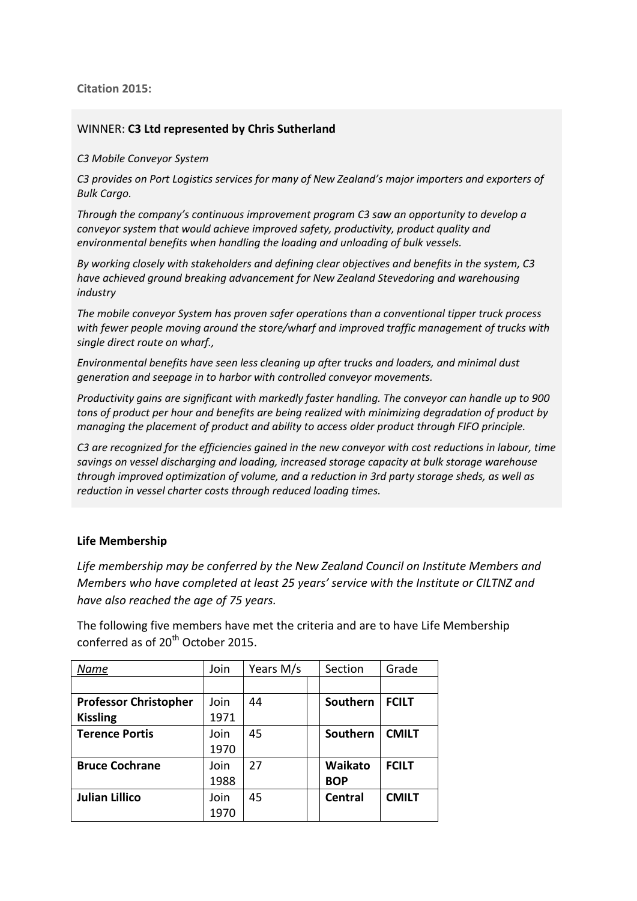**Citation 2015:**

WINNER: **C3 Ltd represented by Chris Sutherland**

*C3 Mobile Conveyor System*

*C3 provides on Port Logistics services for many of New Zealand's major importers and exporters of Bulk Cargo.*

*Through the company's continuous improvement program C3 saw an opportunity to develop a conveyor system that would achieve improved safety, productivity, product quality and environmental benefits when handling the loading and unloading of bulk vessels.*

*By working closely with stakeholders and defining clear objectives and benefits in the system, C3 have achieved ground breaking advancement for New Zealand Stevedoring and warehousing industry*

*The mobile conveyor System has proven safer operations than a conventional tipper truck process with fewer people moving around the store/wharf and improved traffic management of trucks with single direct route on wharf.,*

*Environmental benefits have seen less cleaning up after trucks and loaders, and minimal dust generation and seepage in to harbor with controlled conveyor movements.*

*Productivity gains are significant with markedly faster handling. The conveyor can handle up to 900 tons of product per hour and benefits are being realized with minimizing degradation of product by managing the placement of product and ability to access older product through FIFO principle.*

*C3 are recognized for the efficiencies gained in the new conveyor with cost reductions in labour, time savings on vessel discharging and loading, increased storage capacity at bulk storage warehouse through improved optimization of volume, and a reduction in 3rd party storage sheds, as well as reduction in vessel charter costs through reduced loading times.*

**Life Membership**

*Life membership may be conferred by the New Zealand Council on Institute Members and Members who have completed at least 25 years' service with the Institute or CILTNZ and have also reached the age of 75 years.*

The following five members have met the criteria and are to have Life Membership conferred as of 20th October 2015.

| *Name* | Join | Years M/s | | Section | Grade |
|---|---|---|---|---|---|
| | | | | | |
| **Professor Christopher Kissling** | Join 1971 | 44 | | **Southern** | **FCILT** |
| **Terence Portis** | Join 1970 | 45 | | **Southern** | **CMILT** |
| **Bruce Cochrane** | Join 1988 | 27 | | **Waikato BOP** | **FCILT** |
| **Julian Lillico** | Join 1970 | 45 | | **Central** | **CMILT** |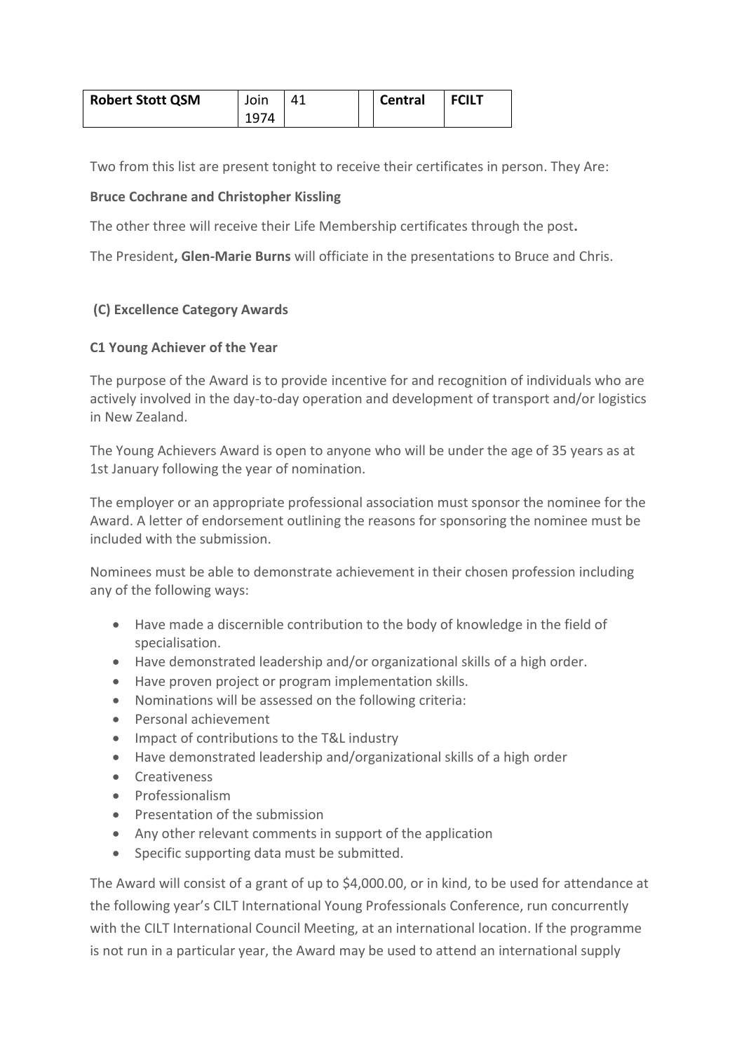| **Robert Stott QSM** | Join 1974 | 41 | | **Central** | **FCILT** |
|---|---|---|---|---|---|

Two from this list are present tonight to receive their certificates in person. They Are:

**Bruce Cochrane and Christopher Kissling**

The other three will receive their Life Membership certificates through the post**.**

The President**, Glen-Marie Burns** will officiate in the presentations to Bruce and Chris.

**(C) Excellence Category Awards**

**C1 Young Achiever of the Year**

The purpose of the Award is to provide incentive for and recognition of individuals who are actively involved in the day-to-day operation and development of transport and/or logistics in New Zealand.

The Young Achievers Award is open to anyone who will be under the age of 35 years as at 1st January following the year of nomination.

The employer or an appropriate professional association must sponsor the nominee for the Award. A letter of endorsement outlining the reasons for sponsoring the nominee must be included with the submission.

Nominees must be able to demonstrate achievement in their chosen profession including any of the following ways:

- Have made a discernible contribution to the body of knowledge in the field of specialisation.
- Have demonstrated leadership and/or organizational skills of a high order.
- Have proven project or program implementation skills.
- Nominations will be assessed on the following criteria:
- Personal achievement
- Impact of contributions to the T&L industry
- Have demonstrated leadership and/organizational skills of a high order
- Creativeness
- Professionalism
- Presentation of the submission
- Any other relevant comments in support of the application
- Specific supporting data must be submitted.

The Award will consist of a grant of up to $4,000.00, or in kind, to be used for attendance at the following year's CILT International Young Professionals Conference, run concurrently with the CILT International Council Meeting, at an international location. If the programme is not run in a particular year, the Award may be used to attend an international supply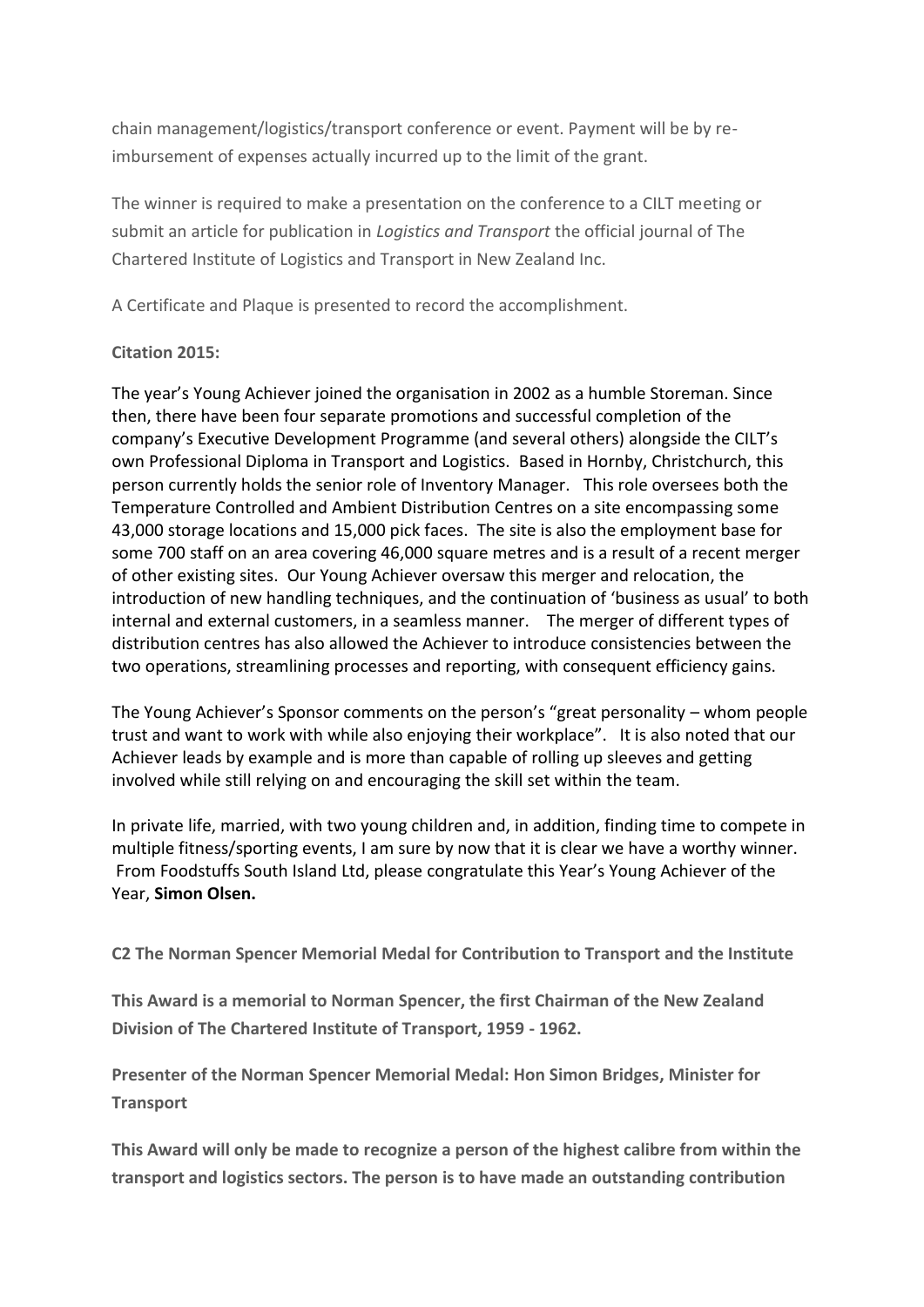chain management/logistics/transport conference or event. Payment will be by re-imbursement of expenses actually incurred up to the limit of the grant.

The winner is required to make a presentation on the conference to a CILT meeting or submit an article for publication in *Logistics and Transport* the official journal of The Chartered Institute of Logistics and Transport in New Zealand Inc.

A Certificate and Plaque is presented to record the accomplishment.

**Citation 2015:**

The year's Young Achiever joined the organisation in 2002 as a humble Storeman. Since then, there have been four separate promotions and successful completion of the company's Executive Development Programme (and several others) alongside the CILT's own Professional Diploma in Transport and Logistics. Based in Hornby, Christchurch, this person currently holds the senior role of Inventory Manager. This role oversees both the Temperature Controlled and Ambient Distribution Centres on a site encompassing some 43,000 storage locations and 15,000 pick faces. The site is also the employment base for some 700 staff on an area covering 46,000 square metres and is a result of a recent merger of other existing sites. Our Young Achiever oversaw this merger and relocation, the introduction of new handling techniques, and the continuation of 'business as usual' to both internal and external customers, in a seamless manner. The merger of different types of distribution centres has also allowed the Achiever to introduce consistencies between the two operations, streamlining processes and reporting, with consequent efficiency gains.

The Young Achiever's Sponsor comments on the person's "great personality – whom people trust and want to work with while also enjoying their workplace". It is also noted that our Achiever leads by example and is more than capable of rolling up sleeves and getting involved while still relying on and encouraging the skill set within the team.

In private life, married, with two young children and, in addition, finding time to compete in multiple fitness/sporting events, I am sure by now that it is clear we have a worthy winner. From Foodstuffs South Island Ltd, please congratulate this Year's Young Achiever of the Year, **Simon Olsen.**

**C2 The Norman Spencer Memorial Medal for Contribution to Transport and the Institute**

**This Award is a memorial to Norman Spencer, the first Chairman of the New Zealand Division of The Chartered Institute of Transport, 1959 - 1962.**

**Presenter of the Norman Spencer Memorial Medal: Hon Simon Bridges, Minister for Transport**

**This Award will only be made to recognize a person of the highest calibre from within the transport and logistics sectors. The person is to have made an outstanding contribution**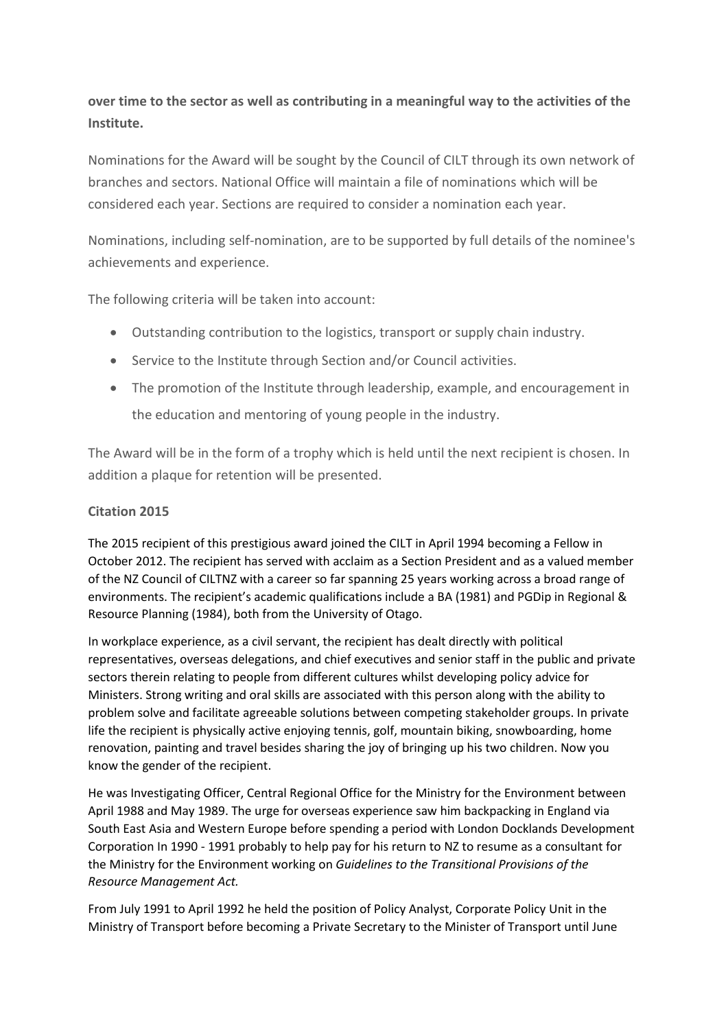**over time to the sector as well as contributing in a meaningful way to the activities of the Institute.**

Nominations for the Award will be sought by the Council of CILT through its own network of branches and sectors. National Office will maintain a file of nominations which will be considered each year. Sections are required to consider a nomination each year.

Nominations, including self-nomination, are to be supported by full details of the nominee's achievements and experience.

The following criteria will be taken into account:

- Outstanding contribution to the logistics, transport or supply chain industry.
- Service to the Institute through Section and/or Council activities.
- The promotion of the Institute through leadership, example, and encouragement in the education and mentoring of young people in the industry.

The Award will be in the form of a trophy which is held until the next recipient is chosen. In addition a plaque for retention will be presented.

**Citation 2015**

The 2015 recipient of this prestigious award joined the CILT in April 1994 becoming a Fellow in October 2012. The recipient has served with acclaim as a Section President and as a valued member of the NZ Council of CILTNZ with a career so far spanning 25 years working across a broad range of environments. The recipient's academic qualifications include a BA (1981) and PGDip in Regional & Resource Planning (1984), both from the University of Otago.

In workplace experience, as a civil servant, the recipient has dealt directly with political representatives, overseas delegations, and chief executives and senior staff in the public and private sectors therein relating to people from different cultures whilst developing policy advice for Ministers. Strong writing and oral skills are associated with this person along with the ability to problem solve and facilitate agreeable solutions between competing stakeholder groups. In private life the recipient is physically active enjoying tennis, golf, mountain biking, snowboarding, home renovation, painting and travel besides sharing the joy of bringing up his two children. Now you know the gender of the recipient.

He was Investigating Officer, Central Regional Office for the Ministry for the Environment between April 1988 and May 1989. The urge for overseas experience saw him backpacking in England via South East Asia and Western Europe before spending a period with London Docklands Development Corporation In 1990 - 1991 probably to help pay for his return to NZ to resume as a consultant for the Ministry for the Environment working on *Guidelines to the Transitional Provisions of the Resource Management Act.*

From July 1991 to April 1992 he held the position of Policy Analyst, Corporate Policy Unit in the Ministry of Transport before becoming a Private Secretary to the Minister of Transport until June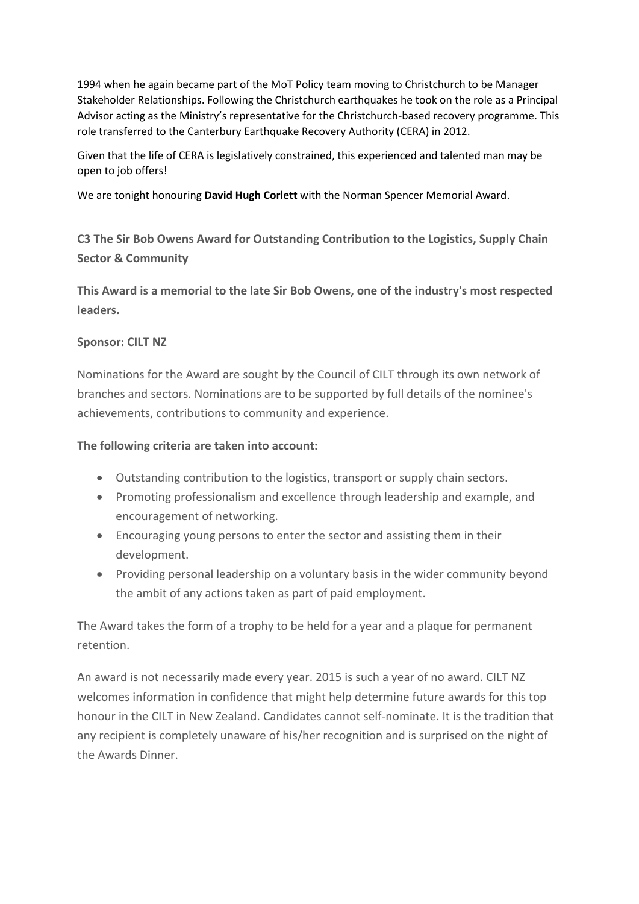1994 when he again became part of the MoT Policy team moving to Christchurch to be Manager Stakeholder Relationships. Following the Christchurch earthquakes he took on the role as a Principal Advisor acting as the Ministry's representative for the Christchurch-based recovery programme. This role transferred to the Canterbury Earthquake Recovery Authority (CERA) in 2012.

Given that the life of CERA is legislatively constrained, this experienced and talented man may be open to job offers!

We are tonight honouring **David Hugh Corlett** with the Norman Spencer Memorial Award.

### C3 The Sir Bob Owens Award for Outstanding Contribution to the Logistics, Supply Chain Sector & Community

**This Award is a memorial to the late Sir Bob Owens, one of the industry's most respected leaders.**

**Sponsor: CILT NZ**

Nominations for the Award are sought by the Council of CILT through its own network of branches and sectors. Nominations are to be supported by full details of the nominee's achievements, contributions to community and experience.

**The following criteria are taken into account:**

- Outstanding contribution to the logistics, transport or supply chain sectors.
- Promoting professionalism and excellence through leadership and example, and encouragement of networking.
- Encouraging young persons to enter the sector and assisting them in their development.
- Providing personal leadership on a voluntary basis in the wider community beyond the ambit of any actions taken as part of paid employment.

The Award takes the form of a trophy to be held for a year and a plaque for permanent retention.

An award is not necessarily made every year. 2015 is such a year of no award. CILT NZ welcomes information in confidence that might help determine future awards for this top honour in the CILT in New Zealand. Candidates cannot self-nominate. It is the tradition that any recipient is completely unaware of his/her recognition and is surprised on the night of the Awards Dinner.